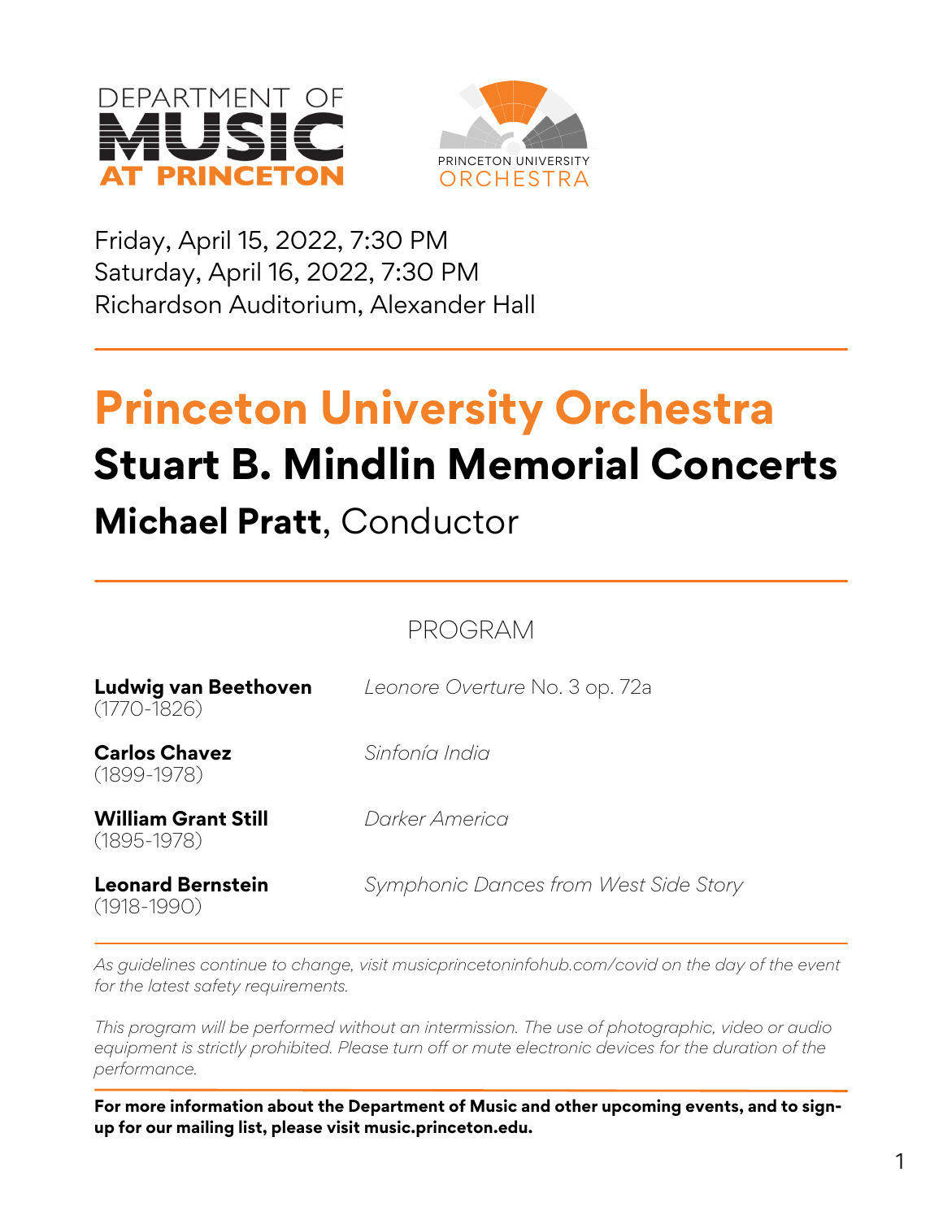DEPARTMENT OF MUSIC AT PRINCETON

PRINCETON UNIVERSITY ORCHESTRA

Friday, April 15, 2022, 7:30 PM
Saturday, April 16, 2022, 7:30 PM
Richardson Auditorium, Alexander Hall

# Princeton University Orchestra

## Stuart B. Mindlin Memorial Concerts

### **Michael Pratt**, Conductor

PROGRAM

**Ludwig van Beethoven** (1770-1826) — *Leonore Overture* No. 3 op. 72a

**Carlos Chavez** (1899-1978) — *Sinfonía India*

**William Grant Still** (1895-1978) — *Darker America*

**Leonard Bernstein** (1918-1990) — *Symphonic Dances from West Side Story*

*As guidelines continue to change, visit musicprincetoninfohub.com/covid on the day of the event for the latest safety requirements.*

*This program will be performed without an intermission. The use of photographic, video or audio equipment is strictly prohibited. Please turn off or mute electronic devices for the duration of the performance.*

**For more information about the Department of Music and other upcoming events, and to sign-up for our mailing list, please visit music.princeton.edu.**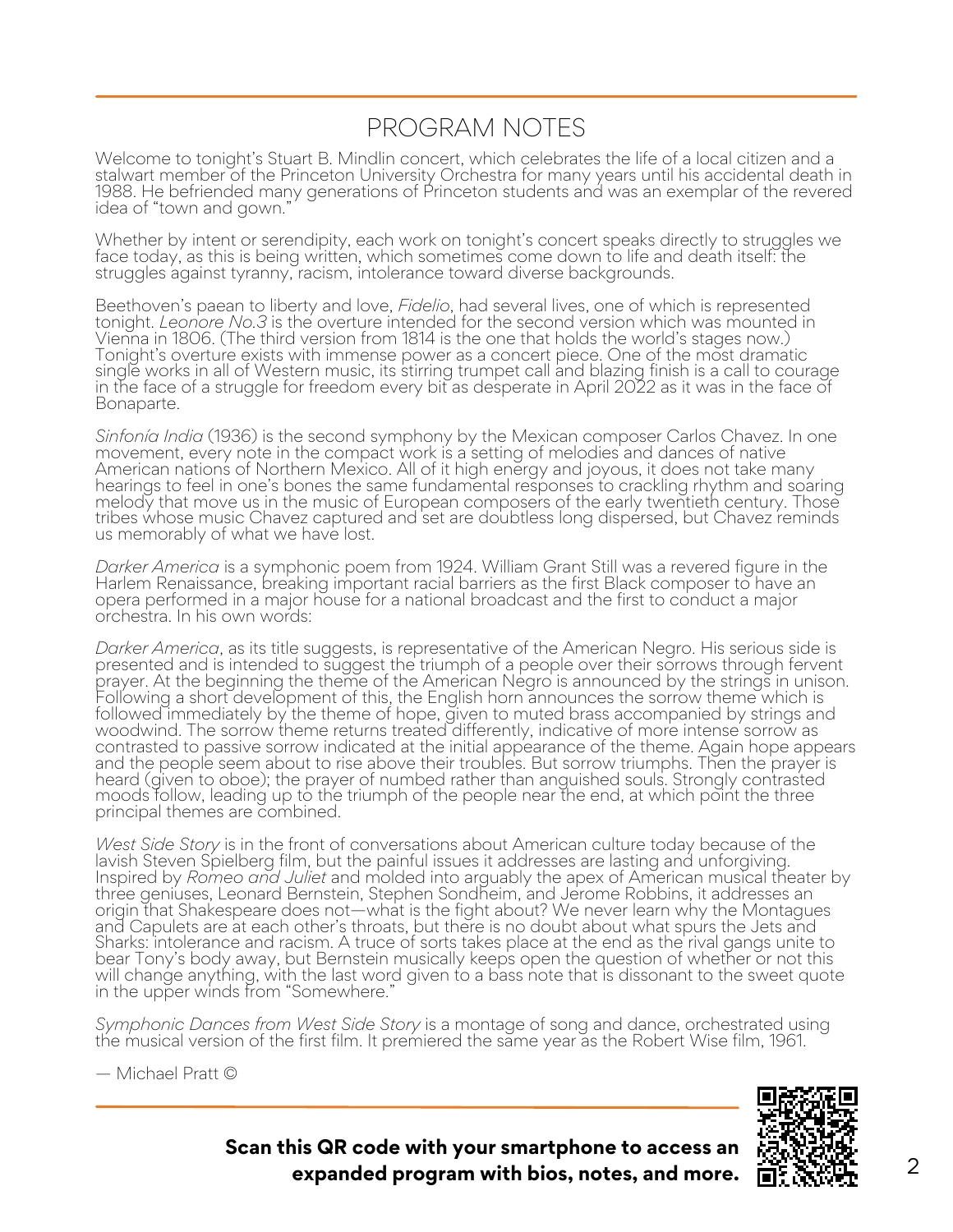# PROGRAM NOTES

Welcome to tonight's Stuart B. Mindlin concert, which celebrates the life of a local citizen and a stalwart member of the Princeton University Orchestra for many years until his accidental death in 1988. He befriended many generations of Princeton students and was an exemplar of the revered idea of "town and gown."

Whether by intent or serendipity, each work on tonight's concert speaks directly to struggles we face today, as this is being written, which sometimes come down to life and death itself: the struggles against tyranny, racism, intolerance toward diverse backgrounds.

Beethoven's paean to liberty and love, *Fidelio*, had several lives, one of which is represented tonight. *Leonore No.3* is the overture intended for the second version which was mounted in Vienna in 1806. (The third version from 1814 is the one that holds the world's stages now.) Tonight's overture exists with immense power as a concert piece. One of the most dramatic single works in all of Western music, its stirring trumpet call and blazing finish is a call to courage in the face of a struggle for freedom every bit as desperate in April 2022 as it was in the face of Bonaparte.

*Sinfonía India* (1936) is the second symphony by the Mexican composer Carlos Chavez. In one movement, every note in the compact work is a setting of melodies and dances of native American nations of Northern Mexico. All of it high energy and joyous, it does not take many hearings to feel in one's bones the same fundamental responses to crackling rhythm and soaring melody that move us in the music of European composers of the early twentieth century. Those tribes whose music Chavez captured and set are doubtless long dispersed, but Chavez reminds us memorably of what we have lost.

*Darker America* is a symphonic poem from 1924. William Grant Still was a revered figure in the Harlem Renaissance, breaking important racial barriers as the first Black composer to have an opera performed in a major house for a national broadcast and the first to conduct a major orchestra. In his own words:

*Darker America*, as its title suggests, is representative of the American Negro. His serious side is presented and is intended to suggest the triumph of a people over their sorrows through fervent prayer. At the beginning the theme of the American Negro is announced by the strings in unison. Following a short development of this, the English horn announces the sorrow theme which is followed immediately by the theme of hope, given to muted brass accompanied by strings and woodwind. The sorrow theme returns treated differently, indicative of more intense sorrow as contrasted to passive sorrow indicated at the initial appearance of the theme. Again hope appears and the people seem about to rise above their troubles. But sorrow triumphs. Then the prayer is heard (given to oboe); the prayer of numbed rather than anguished souls. Strongly contrasted moods follow, leading up to the triumph of the people near the end, at which point the three principal themes are combined.

*West Side Story* is in the front of conversations about American culture today because of the lavish Steven Spielberg film, but the painful issues it addresses are lasting and unforgiving. Inspired by *Romeo and Juliet* and molded into arguably the apex of American musical theater by three geniuses, Leonard Bernstein, Stephen Sondheim, and Jerome Robbins, it addresses an origin that Shakespeare does not—what is the fight about? We never learn why the Montagues and Capulets are at each other's throats, but there is no doubt about what spurs the Jets and Sharks: intolerance and racism. A truce of sorts takes place at the end as the rival gangs unite to bear Tony's body away, but Bernstein musically keeps open the question of whether or not this will change anything, with the last word given to a bass note that is dissonant to the sweet quote in the upper winds from "Somewhere."

*Symphonic Dances from West Side Story* is a montage of song and dance, orchestrated using the musical version of the first film. It premiered the same year as the Robert Wise film, 1961.

— Michael Pratt ©

**Scan this QR code with your smartphone to access an expanded program with bios, notes, and more.**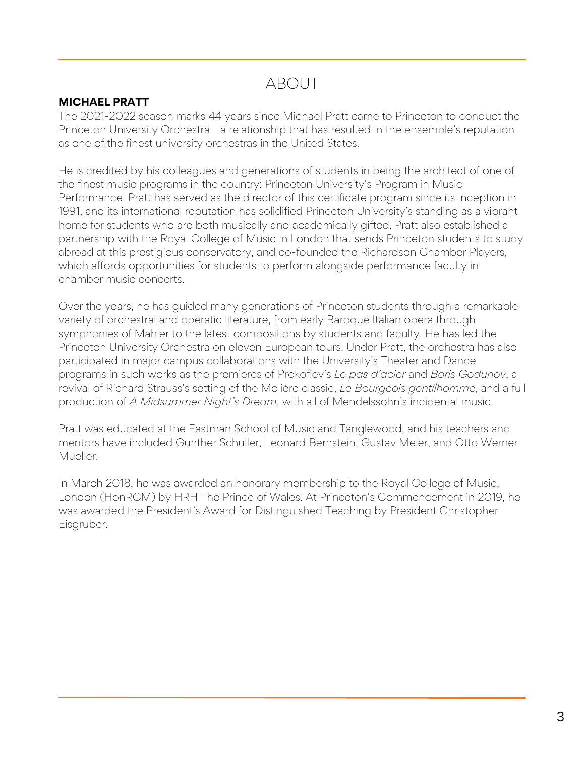# ABOUT

**MICHAEL PRATT**

The 2021-2022 season marks 44 years since Michael Pratt came to Princeton to conduct the Princeton University Orchestra—a relationship that has resulted in the ensemble's reputation as one of the finest university orchestras in the United States.

He is credited by his colleagues and generations of students in being the architect of one of the finest music programs in the country: Princeton University's Program in Music Performance. Pratt has served as the director of this certificate program since its inception in 1991, and its international reputation has solidified Princeton University's standing as a vibrant home for students who are both musically and academically gifted. Pratt also established a partnership with the Royal College of Music in London that sends Princeton students to study abroad at this prestigious conservatory, and co-founded the Richardson Chamber Players, which affords opportunities for students to perform alongside performance faculty in chamber music concerts.

Over the years, he has guided many generations of Princeton students through a remarkable variety of orchestral and operatic literature, from early Baroque Italian opera through symphonies of Mahler to the latest compositions by students and faculty. He has led the Princeton University Orchestra on eleven European tours. Under Pratt, the orchestra has also participated in major campus collaborations with the University's Theater and Dance programs in such works as the premieres of Prokofiev's *Le pas d'acier* and *Boris Godunov*, a revival of Richard Strauss's setting of the Molière classic, *Le Bourgeois gentilhomme*, and a full production of *A Midsummer Night's Dream*, with all of Mendelssohn's incidental music.

Pratt was educated at the Eastman School of Music and Tanglewood, and his teachers and mentors have included Gunther Schuller, Leonard Bernstein, Gustav Meier, and Otto Werner Mueller.

In March 2018, he was awarded an honorary membership to the Royal College of Music, London (HonRCM) by HRH The Prince of Wales. At Princeton's Commencement in 2019, he was awarded the President's Award for Distinguished Teaching by President Christopher Eisgruber.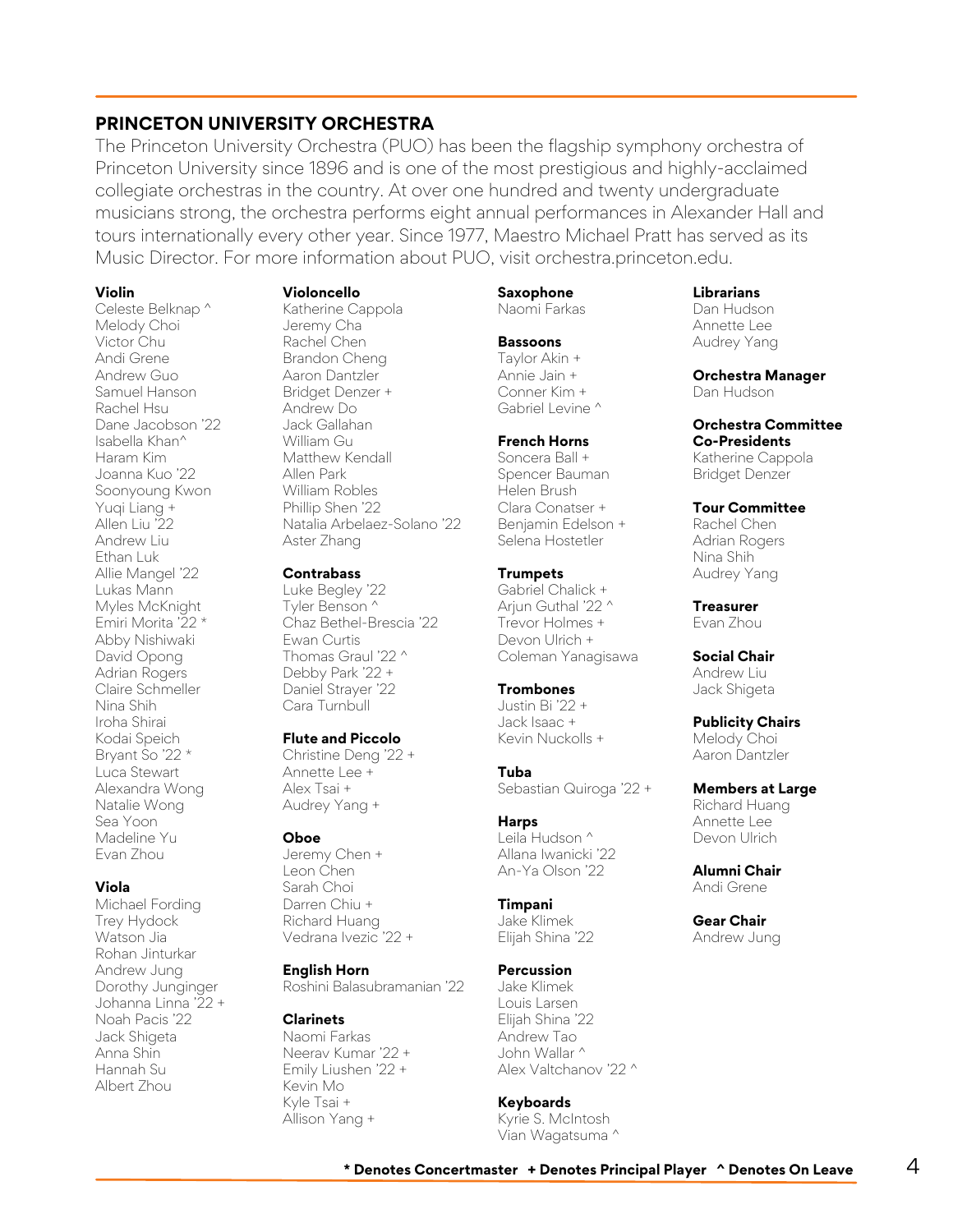## PRINCETON UNIVERSITY ORCHESTRA

The Princeton University Orchestra (PUO) has been the flagship symphony orchestra of Princeton University since 1896 and is one of the most prestigious and highly-acclaimed collegiate orchestras in the country. At over one hundred and twenty undergraduate musicians strong, the orchestra performs eight annual performances in Alexander Hall and tours internationally every other year. Since 1977, Maestro Michael Pratt has served as its Music Director. For more information about PUO, visit orchestra.princeton.edu.

**Violin**
Celeste Belknap ^
Melody Choi
Victor Chu
Andi Grene
Andrew Guo
Samuel Hanson
Rachel Hsu
Dane Jacobson '22
Isabella Khan^
Haram Kim
Joanna Kuo '22
Soonyoung Kwon
Yuqi Liang +
Allen Liu '22
Andrew Liu
Ethan Luk
Allie Mangel '22
Lukas Mann
Myles McKnight
Emiri Morita '22 *
Abby Nishiwaki
David Opong
Adrian Rogers
Claire Schmeller
Nina Shih
Iroha Shirai
Kodai Speich
Bryant So '22 *
Luca Stewart
Alexandra Wong
Natalie Wong
Sea Yoon
Madeline Yu
Evan Zhou

**Viola**
Michael Fording
Trey Hydock
Watson Jia
Rohan Jinturkar
Andrew Jung
Dorothy Junginger
Johanna Linna '22 +
Noah Pacis '22
Jack Shigeta
Anna Shin
Hannah Su
Albert Zhou

**Violoncello**
Katherine Cappola
Jeremy Cha
Rachel Chen
Brandon Cheng
Aaron Dantzler
Bridget Denzer +
Andrew Do
Jack Gallahan
William Gu
Matthew Kendall
Allen Park
William Robles
Phillip Shen '22
Natalia Arbelaez-Solano '22
Aster Zhang

**Contrabass**
Luke Begley '22
Tyler Benson ^
Chaz Bethel-Brescia '22
Ewan Curtis
Thomas Graul '22 ^
Debby Park '22 +
Daniel Strayer '22
Cara Turnbull

**Flute and Piccolo**
Christine Deng '22 +
Annette Lee +
Alex Tsai +
Audrey Yang +

**Oboe**
Jeremy Chen +
Leon Chen
Sarah Choi
Darren Chiu +
Richard Huang
Vedrana Ivezic '22 +

**English Horn**
Roshini Balasubramanian '22

**Clarinets**
Naomi Farkas
Neerav Kumar '22 +
Emily Liushen '22 +
Kevin Mo
Kyle Tsai +
Allison Yang +

**Saxophone**
Naomi Farkas

**Bassoons**
Taylor Akin +
Annie Jain +
Conner Kim +
Gabriel Levine ^

**French Horns**
Soncera Ball +
Spencer Bauman
Helen Brush
Clara Conatser +
Benjamin Edelson +
Selena Hostetler

**Trumpets**
Gabriel Chalick +
Arjun Guthal '22 ^
Trevor Holmes +
Devon Ulrich +
Coleman Yanagisawa

**Trombones**
Justin Bi '22 +
Jack Isaac +
Kevin Nuckolls +

**Tuba**
Sebastian Quiroga '22 +

**Harps**
Leila Hudson ^
Allana Iwanicki '22
An-Ya Olson '22

**Timpani**
Jake Klimek
Elijah Shina '22

**Percussion**
Jake Klimek
Louis Larsen
Elijah Shina '22
Andrew Tao
John Wallar ^
Alex Valtchanov '22 ^

**Keyboards**
Kyrie S. McIntosh
Vian Wagatsuma ^

**Librarians**
Dan Hudson
Annette Lee
Audrey Yang

**Orchestra Manager**
Dan Hudson

**Orchestra Committee Co-Presidents**
Katherine Cappola
Bridget Denzer

**Tour Committee**
Rachel Chen
Adrian Rogers
Nina Shih
Audrey Yang

**Treasurer**
Evan Zhou

**Social Chair**
Andrew Liu
Jack Shigeta

**Publicity Chairs**
Melody Choi
Aaron Dantzler

**Members at Large**
Richard Huang
Annette Lee
Devon Ulrich

**Alumni Chair**
Andi Grene

**Gear Chair**
Andrew Jung

**\* Denotes Concertmaster + Denotes Principal Player ^ Denotes On Leave**